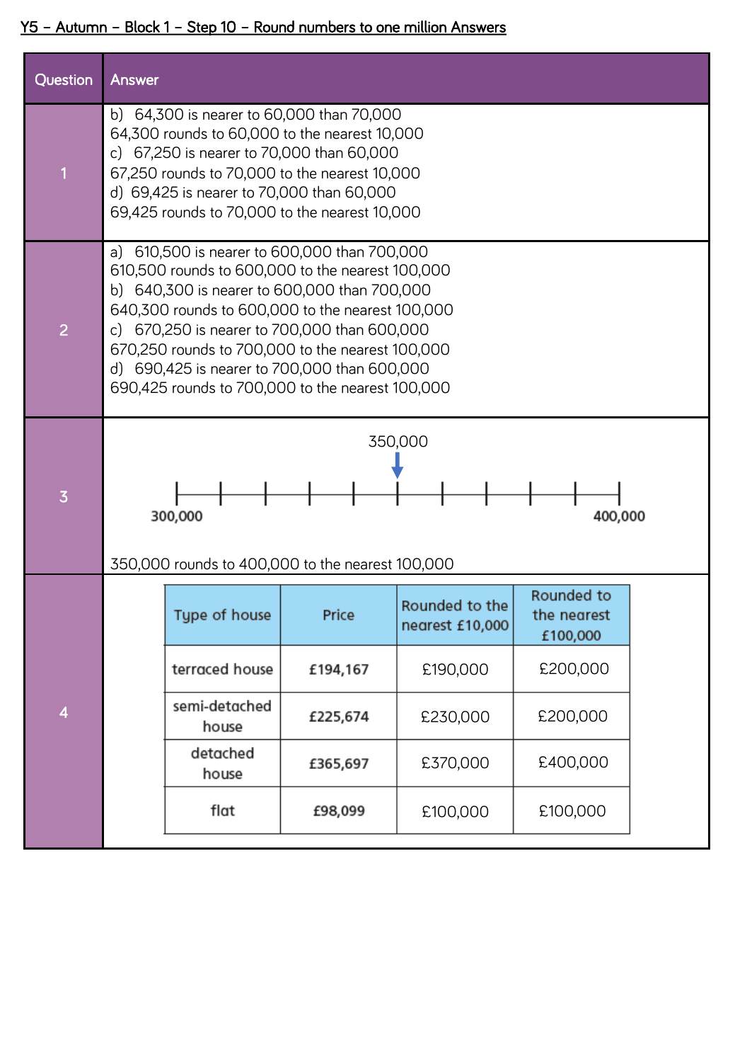## Y5 – Autumn – Block 1 – Step 10 – Round numbers to one million Answers

| Question | Answer |
|---|---|
| 1 | b) 64,300 is nearer to 60,000 than 70,000<br>64,300 rounds to 60,000 to the nearest 10,000<br>c) 67,250 is nearer to 70,000 than 60,000<br>67,250 rounds to 70,000 to the nearest 10,000<br>d) 69,425 is nearer to 70,000 than 60,000<br>69,425 rounds to 70,000 to the nearest 10,000 |
| 2 | a) 610,500 is nearer to 600,000 than 700,000<br>610,500 rounds to 600,000 to the nearest 100,000<br>b) 640,300 is nearer to 600,000 than 700,000<br>640,300 rounds to 600,000 to the nearest 100,000<br>c) 670,250 is nearer to 700,000 than 600,000<br>670,250 rounds to 700,000 to the nearest 100,000<br>d) 690,425 is nearer to 700,000 than 600,000<br>690,425 rounds to 700,000 to the nearest 100,000 |
| 3 | Number line from 300,000 to 400,000 with an arrow pointing to 350,000<br>350,000 rounds to 400,000 to the nearest 100,000 |
| 4 | See table below |

**Question 4**

| Type of house | Price | Rounded to the nearest £10,000 | Rounded to the nearest £100,000 |
|---|---|---|---|
| terraced house | £194,167 | £190,000 | £200,000 |
| semi-detached house | £225,674 | £230,000 | £200,000 |
| detached house | £365,697 | £370,000 | £400,000 |
| flat | £98,099 | £100,000 | £100,000 |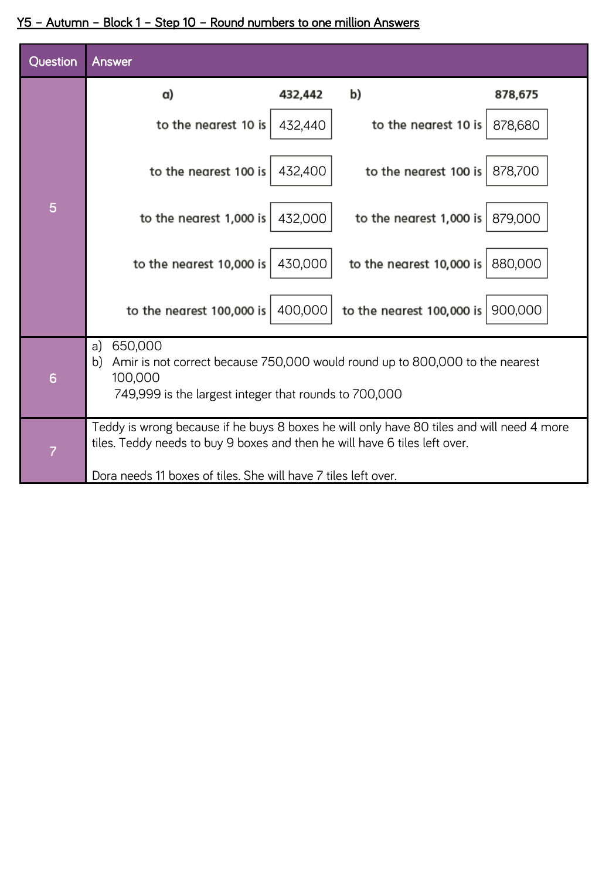Y5 – Autumn – Block 1 – Step 10 – Round numbers to one million Answers

| Question | Answer |
|---|---|
| 5 | a) 432,442<br>to the nearest 10 is 432,440<br>to the nearest 100 is 432,400<br>to the nearest 1,000 is 432,000<br>to the nearest 10,000 is 430,000<br>to the nearest 100,000 is 400,000<br><br>b) 878,675<br>to the nearest 10 is 878,680<br>to the nearest 100 is 878,700<br>to the nearest 1,000 is 879,000<br>to the nearest 10,000 is 880,000<br>to the nearest 100,000 is 900,000 |
| 6 | a) 650,000<br>b) Amir is not correct because 750,000 would round up to 800,000 to the nearest 100,000<br>749,999 is the largest integer that rounds to 700,000 |
| 7 | Teddy is wrong because if he buys 8 boxes he will only have 80 tiles and will need 4 more tiles. Teddy needs to buy 9 boxes and then he will have 6 tiles left over.<br><br>Dora needs 11 boxes of tiles. She will have 7 tiles left over. |